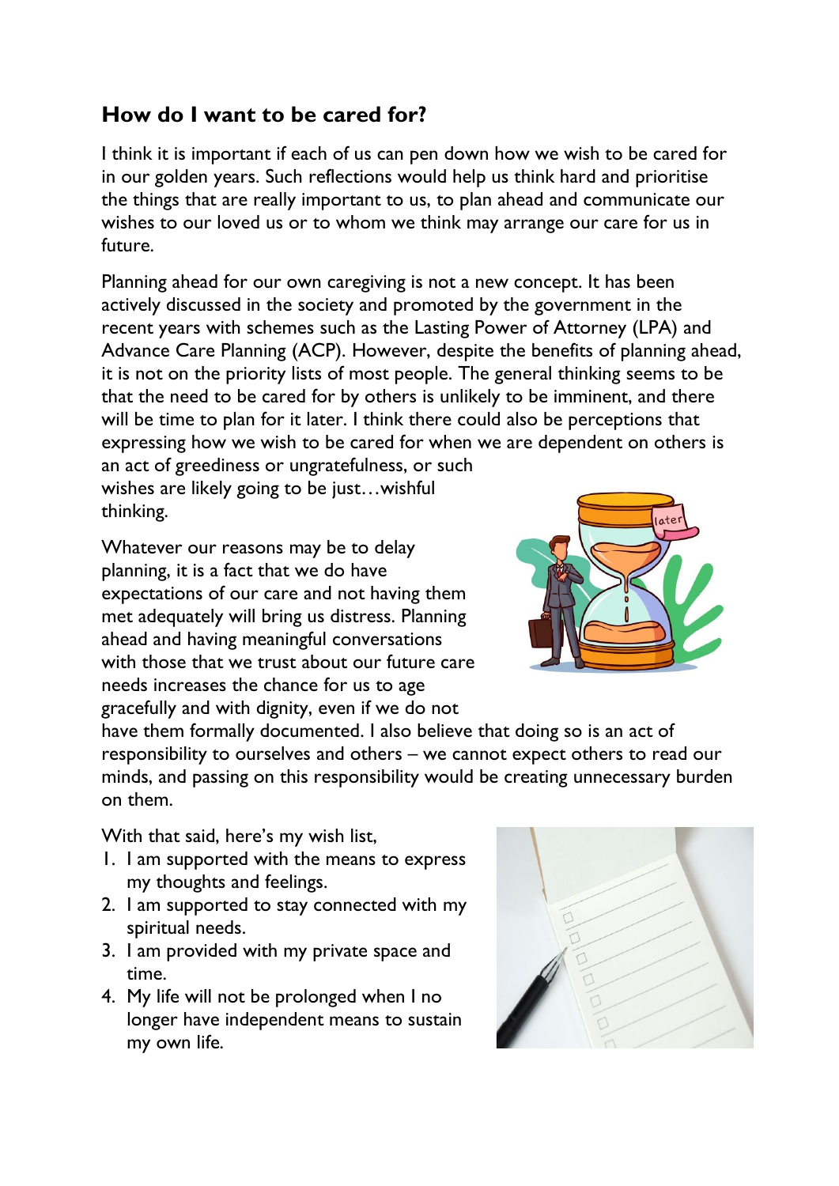## How do I want to be cared for?

I think it is important if each of us can pen down how we wish to be cared for in our golden years. Such reflections would help us think hard and prioritise the things that are really important to us, to plan ahead and communicate our wishes to our loved us or to whom we think may arrange our care for us in future.

Planning ahead for our own caregiving is not a new concept. It has been actively discussed in the society and promoted by the government in the recent years with schemes such as the Lasting Power of Attorney (LPA) and Advance Care Planning (ACP). However, despite the benefits of planning ahead, it is not on the priority lists of most people. The general thinking seems to be that the need to be cared for by others is unlikely to be imminent, and there will be time to plan for it later. I think there could also be perceptions that expressing how we wish to be cared for when we are dependent on others is an act of greediness or ungratefulness, or such wishes are likely going to be just…wishful thinking.

Whatever our reasons may be to delay planning, it is a fact that we do have expectations of our care and not having them met adequately will bring us distress. Planning ahead and having meaningful conversations with those that we trust about our future care needs increases the chance for us to age gracefully and with dignity, even if we do not have them formally documented. I also believe that doing so is an act of responsibility to ourselves and others – we cannot expect others to read our minds, and passing on this responsibility would be creating unnecessary burden on them.

With that said, here's my wish list,

1. I am supported with the means to express my thoughts and feelings.
2. I am supported to stay connected with my spiritual needs.
3. I am provided with my private space and time.
4. My life will not be prolonged when I no longer have independent means to sustain my own life.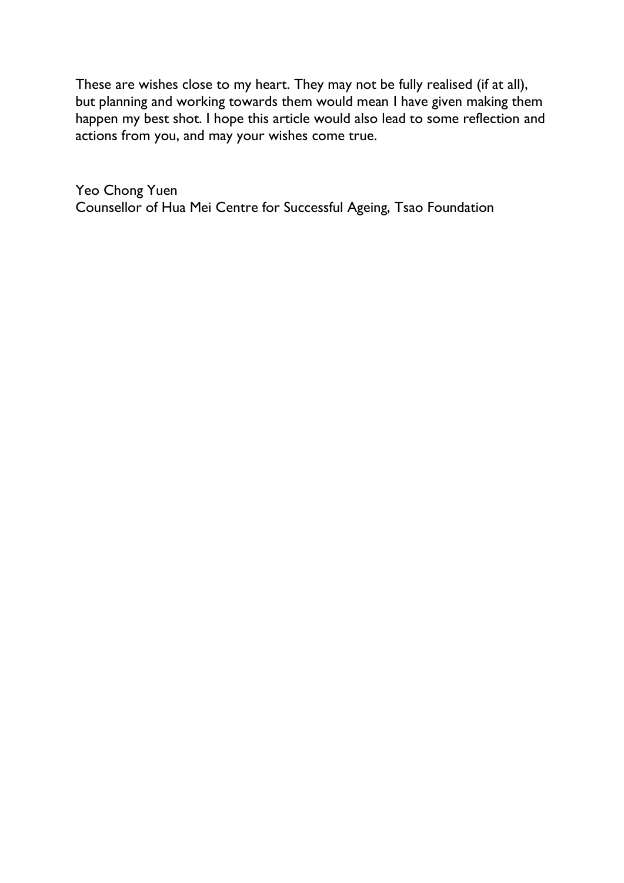These are wishes close to my heart. They may not be fully realised (if at all), but planning and working towards them would mean I have given making them happen my best shot. I hope this article would also lead to some reflection and actions from you, and may your wishes come true.

Yeo Chong Yuen
Counsellor of Hua Mei Centre for Successful Ageing, Tsao Foundation